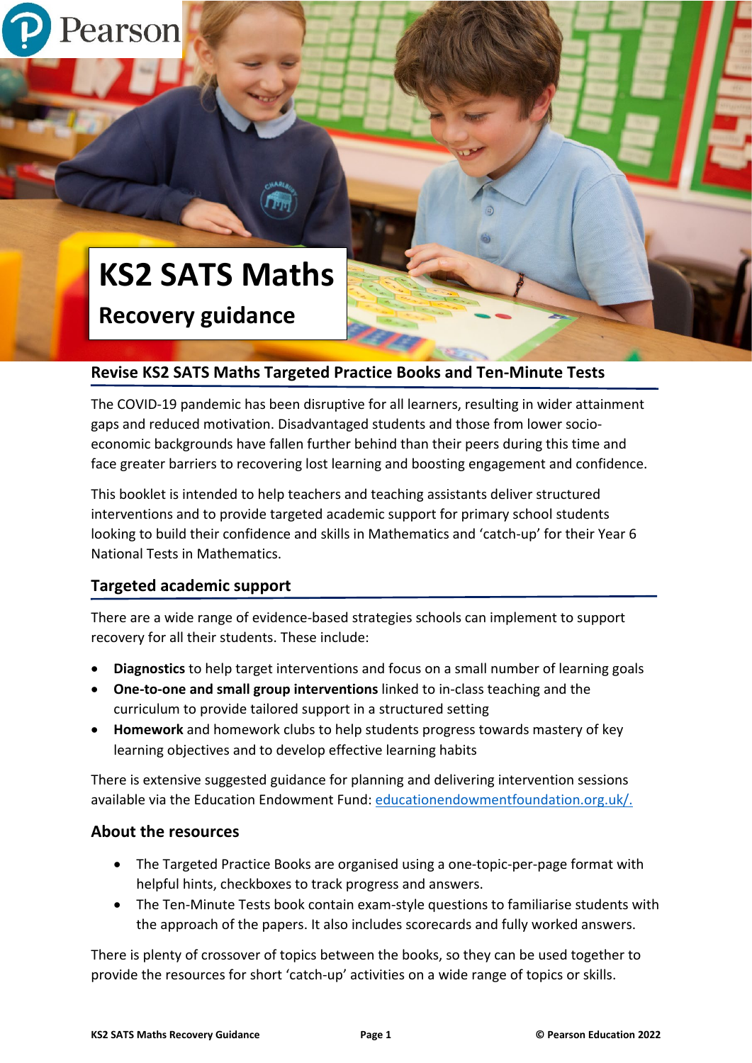# KS2 SATS Maths

## Recovery guidance

## Revise KS2 SATS Maths Targeted Practice Books and Ten-Minute Tests

The COVID-19 pandemic has been disruptive for all learners, resulting in wider attainment gaps and reduced motivation. Disadvantaged students and those from lower socio-economic backgrounds have fallen further behind than their peers during this time and face greater barriers to recovering lost learning and boosting engagement and confidence.

This booklet is intended to help teachers and teaching assistants deliver structured interventions and to provide targeted academic support for primary school students looking to build their confidence and skills in Mathematics and 'catch-up' for their Year 6 National Tests in Mathematics.

## Targeted academic support

There are a wide range of evidence-based strategies schools can implement to support recovery for all their students. These include:

- **Diagnostics** to help target interventions and focus on a small number of learning goals
- **One-to-one and small group interventions** linked to in-class teaching and the curriculum to provide tailored support in a structured setting
- **Homework** and homework clubs to help students progress towards mastery of key learning objectives and to develop effective learning habits

There is extensive suggested guidance for planning and delivering intervention sessions available via the Education Endowment Fund: [educationendowmentfoundation.org.uk/.](https://educationendowmentfoundation.org.uk/)

## About the resources

- The Targeted Practice Books are organised using a one-topic-per-page format with helpful hints, checkboxes to track progress and answers.
- The Ten-Minute Tests book contain exam-style questions to familiarise students with the approach of the papers. It also includes scorecards and fully worked answers.

There is plenty of crossover of topics between the books, so they can be used together to provide the resources for short 'catch-up' activities on a wide range of topics or skills.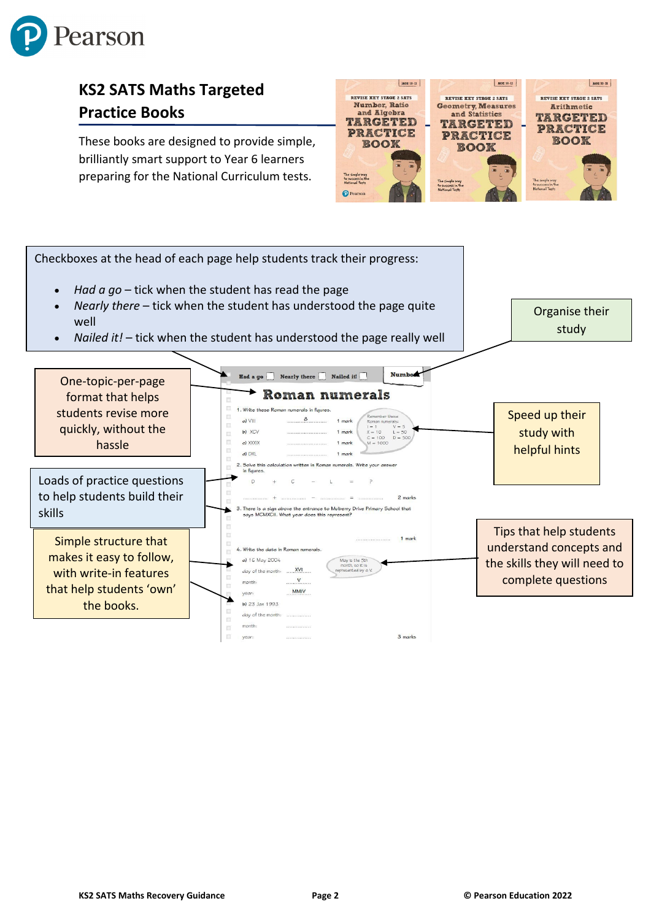## KS2 SATS Maths Targeted Practice Books

These books are designed to provide simple, brilliantly smart support to Year 6 learners preparing for the National Curriculum tests.

Checkboxes at the head of each page help students track their progress:

- *Had a go* – tick when the student has read the page
- *Nearly there* – tick when the student has understood the page quite well
- *Nailed it!* – tick when the student has understood the page really well

Organise their study

One-topic-per-page format that helps students revise more quickly, without the hassle

Speed up their study with helpful hints

Loads of practice questions to help students build their skills

Tips that help students understand concepts and the skills they will need to complete questions

Simple structure that makes it easy to follow, with write-in features that help students 'own' the books.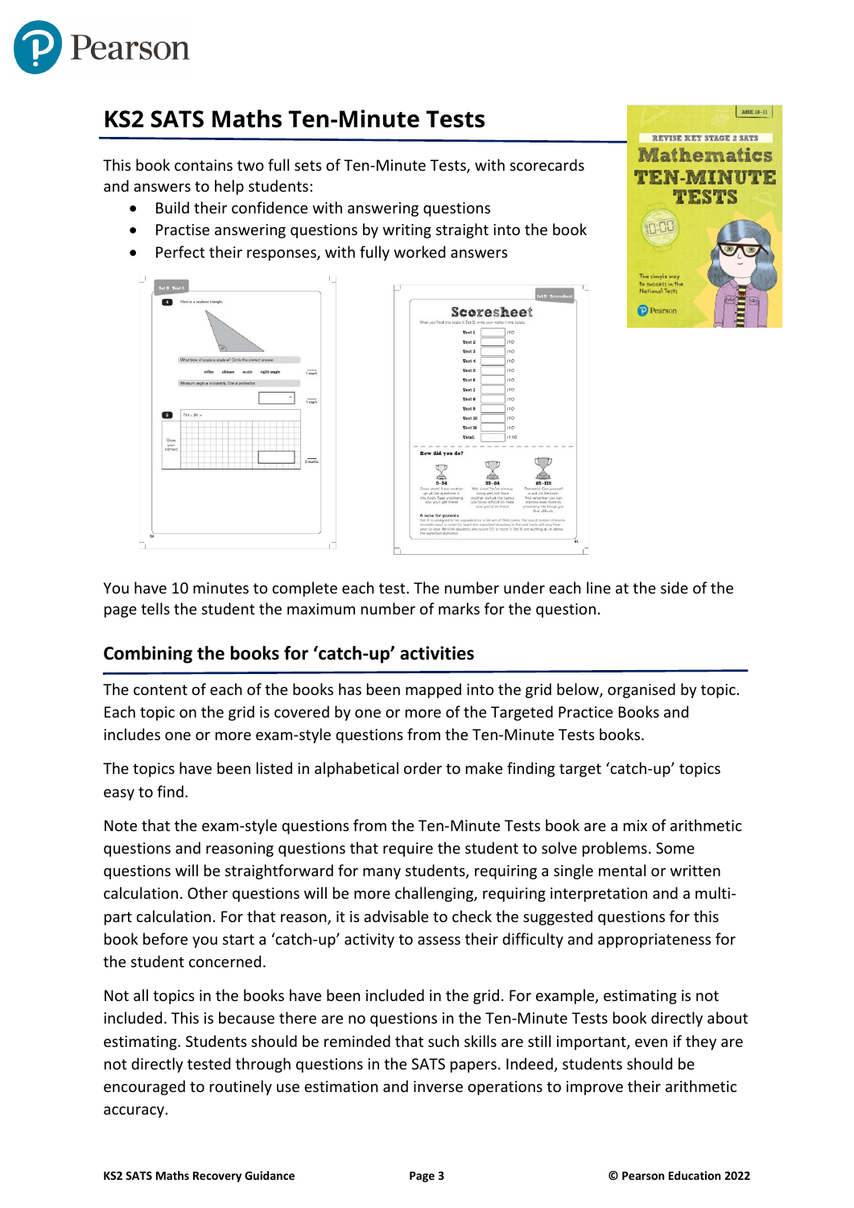## KS2 SATS Maths Ten-Minute Tests

This book contains two full sets of Ten-Minute Tests, with scorecards and answers to help students:

- Build their confidence with answering questions
- Practise answering questions by writing straight into the book
- Perfect their responses, with fully worked answers

You have 10 minutes to complete each test. The number under each line at the side of the page tells the student the maximum number of marks for the question.

### Combining the books for 'catch-up' activities

The content of each of the books has been mapped into the grid below, organised by topic. Each topic on the grid is covered by one or more of the Targeted Practice Books and includes one or more exam-style questions from the Ten-Minute Tests books.

The topics have been listed in alphabetical order to make finding target 'catch-up' topics easy to find.

Note that the exam-style questions from the Ten-Minute Tests book are a mix of arithmetic questions and reasoning questions that require the student to solve problems. Some questions will be straightforward for many students, requiring a single mental or written calculation. Other questions will be more challenging, requiring interpretation and a multi-part calculation. For that reason, it is advisable to check the suggested questions for this book before you start a 'catch-up' activity to assess their difficulty and appropriateness for the student concerned.

Not all topics in the books have been included in the grid. For example, estimating is not included. This is because there are no questions in the Ten-Minute Tests book directly about estimating. Students should be reminded that such skills are still important, even if they are not directly tested through questions in the SATS papers. Indeed, students should be encouraged to routinely use estimation and inverse operations to improve their arithmetic accuracy.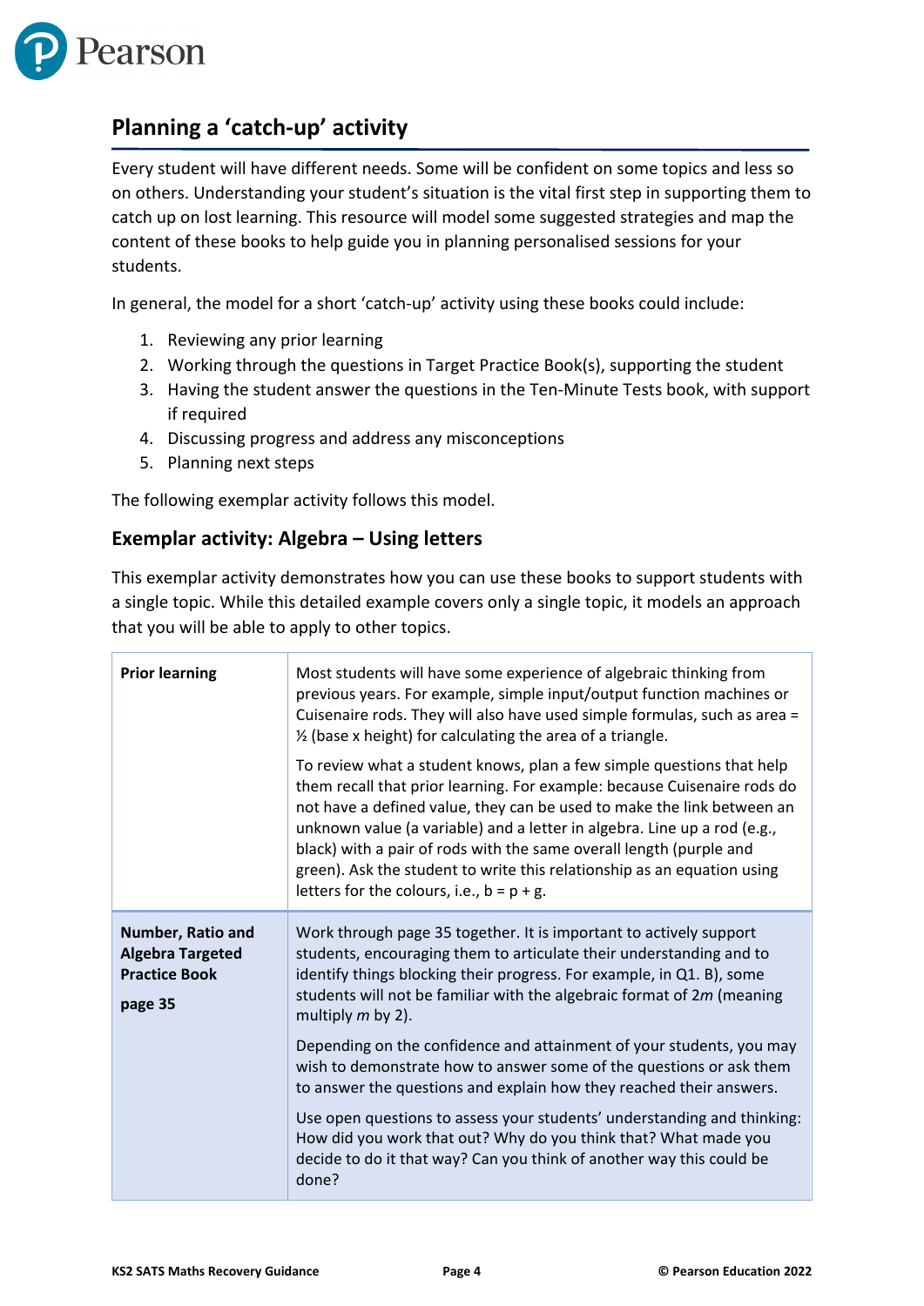## Planning a 'catch-up' activity

Every student will have different needs. Some will be confident on some topics and less so on others. Understanding your student's situation is the vital first step in supporting them to catch up on lost learning. This resource will model some suggested strategies and map the content of these books to help guide you in planning personalised sessions for your students.

In general, the model for a short 'catch-up' activity using these books could include:

1. Reviewing any prior learning
2. Working through the questions in Target Practice Book(s), supporting the student
3. Having the student answer the questions in the Ten-Minute Tests book, with support if required
4. Discussing progress and address any misconceptions
5. Planning next steps

The following exemplar activity follows this model.

### Exemplar activity: Algebra – Using letters

This exemplar activity demonstrates how you can use these books to support students with a single topic. While this detailed example covers only a single topic, it models an approach that you will be able to apply to other topics.

| | |
|---|---|
| **Prior learning** | Most students will have some experience of algebraic thinking from previous years. For example, simple input/output function machines or Cuisenaire rods. They will also have used simple formulas, such as area = ½ (base x height) for calculating the area of a triangle.<br><br>To review what a student knows, plan a few simple questions that help them recall that prior learning. For example: because Cuisenaire rods do not have a defined value, they can be used to make the link between an unknown value (a variable) and a letter in algebra. Line up a rod (e.g., black) with a pair of rods with the same overall length (purple and green). Ask the student to write this relationship as an equation using letters for the colours, i.e., b = p + g. |
| **Number, Ratio and Algebra Targeted Practice Book**<br><br>**page 35** | Work through page 35 together. It is important to actively support students, encouraging them to articulate their understanding and to identify things blocking their progress. For example, in Q1. B), some students will not be familiar with the algebraic format of 2*m* (meaning multiply *m* by 2).<br><br>Depending on the confidence and attainment of your students, you may wish to demonstrate how to answer some of the questions or ask them to answer the questions and explain how they reached their answers.<br><br>Use open questions to assess your students' understanding and thinking: How did you work that out? Why do you think that? What made you decide to do it that way? Can you think of another way this could be done? |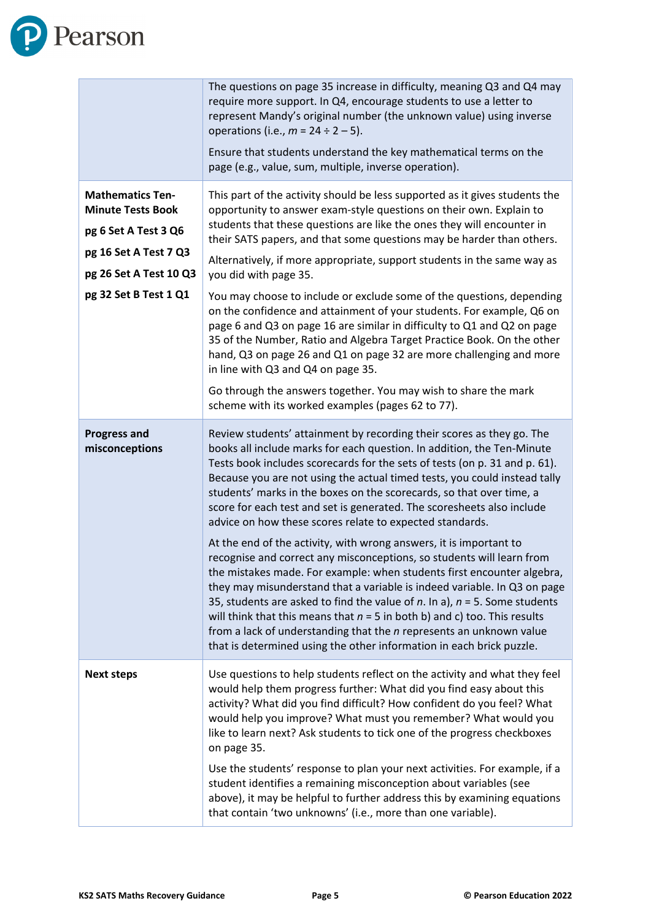| | |
|---|---|
| | The questions on page 35 increase in difficulty, meaning Q3 and Q4 may require more support. In Q4, encourage students to use a letter to represent Mandy's original number (the unknown value) using inverse operations (i.e., $m = 24 \div 2 - 5$).<br><br>Ensure that students understand the key mathematical terms on the page (e.g., value, sum, multiple, inverse operation). |
| **Mathematics Ten-Minute Tests Book**<br><br>**pg 6 Set A Test 3 Q6**<br><br>**pg 16 Set A Test 7 Q3**<br><br>**pg 26 Set A Test 10 Q3**<br><br>**pg 32 Set B Test 1 Q1** | This part of the activity should be less supported as it gives students the opportunity to answer exam-style questions on their own. Explain to students that these questions are like the ones they will encounter in their SATS papers, and that some questions may be harder than others.<br><br>Alternatively, if more appropriate, support students in the same way as you did with page 35.<br><br>You may choose to include or exclude some of the questions, depending on the confidence and attainment of your students. For example, Q6 on page 6 and Q3 on page 16 are similar in difficulty to Q1 and Q2 on page 35 of the Number, Ratio and Algebra Target Practice Book. On the other hand, Q3 on page 26 and Q1 on page 32 are more challenging and more in line with Q3 and Q4 on page 35.<br><br>Go through the answers together. You may wish to share the mark scheme with its worked examples (pages 62 to 77). |
| **Progress and misconceptions** | Review students' attainment by recording their scores as they go. The books all include marks for each question. In addition, the Ten-Minute Tests book includes scorecards for the sets of tests (on p. 31 and p. 61). Because you are not using the actual timed tests, you could instead tally students' marks in the boxes on the scorecards, so that over time, a score for each test and set is generated. The scoresheets also include advice on how these scores relate to expected standards.<br><br>At the end of the activity, with wrong answers, it is important to recognise and correct any misconceptions, so students will learn from the mistakes made. For example: when students first encounter algebra, they may misunderstand that a variable is indeed variable. In Q3 on page 35, students are asked to find the value of $n$. In a), $n = 5$. Some students will think that this means that $n = 5$ in both b) and c) too. This results from a lack of understanding that the $n$ represents an unknown value that is determined using the other information in each brick puzzle. |
| **Next steps** | Use questions to help students reflect on the activity and what they feel would help them progress further: What did you find easy about this activity? What did you find difficult? How confident do you feel? What would help you improve? What must you remember? What would you like to learn next? Ask students to tick one of the progress checkboxes on page 35.<br><br>Use the students' response to plan your next activities. For example, if a student identifies a remaining misconception about variables (see above), it may be helpful to further address this by examining equations that contain 'two unknowns' (i.e., more than one variable). |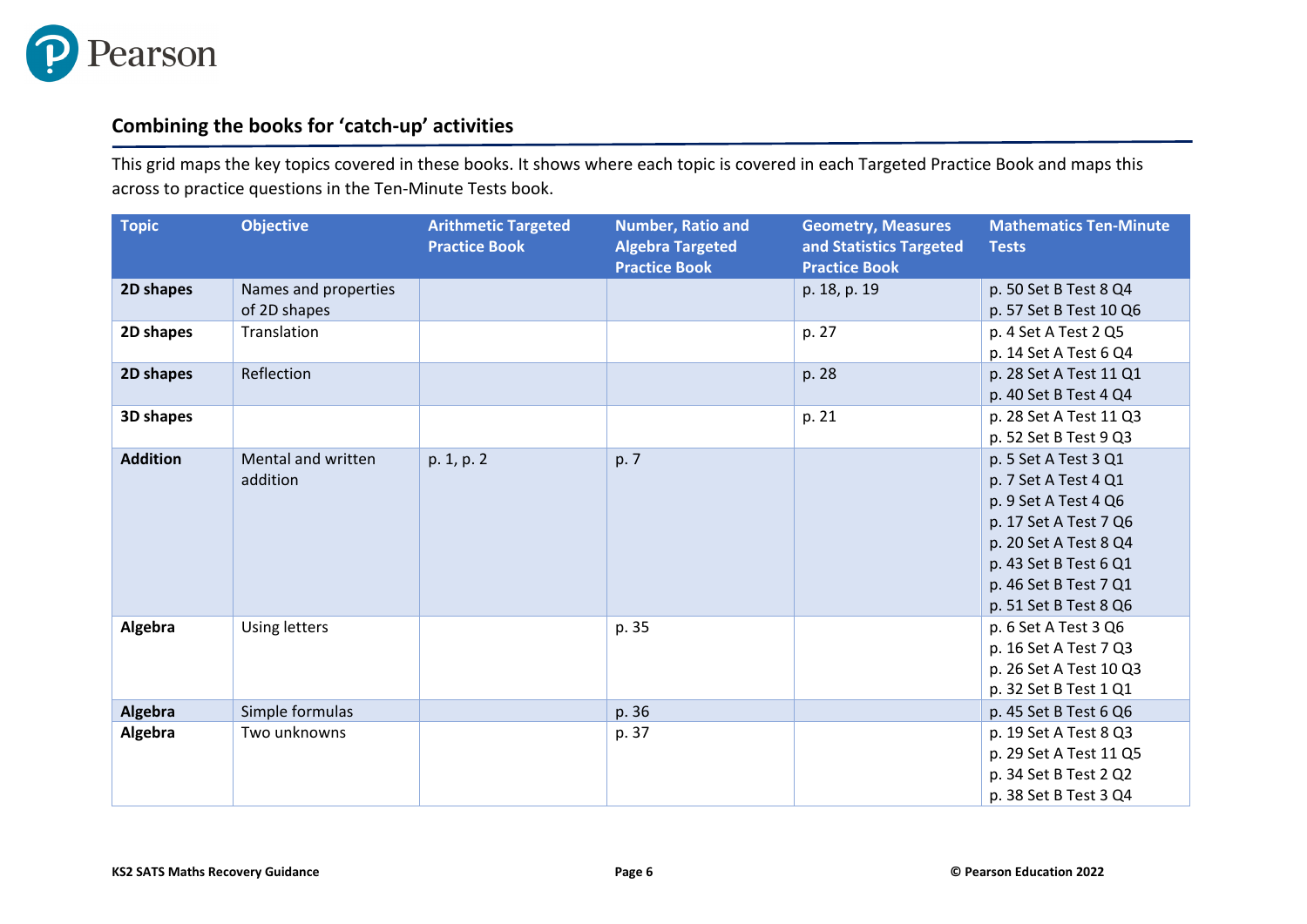## Combining the books for 'catch-up' activities

This grid maps the key topics covered in these books. It shows where each topic is covered in each Targeted Practice Book and maps this across to practice questions in the Ten-Minute Tests book.

| Topic | Objective | Arithmetic Targeted Practice Book | Number, Ratio and Algebra Targeted Practice Book | Geometry, Measures and Statistics Targeted Practice Book | Mathematics Ten-Minute Tests |
|---|---|---|---|---|---|
| **2D shapes** | Names and properties of 2D shapes | | | p. 18, p. 19 | p. 50 Set B Test 8 Q4<br>p. 57 Set B Test 10 Q6 |
| **2D shapes** | Translation | | | p. 27 | p. 4 Set A Test 2 Q5<br>p. 14 Set A Test 6 Q4 |
| **2D shapes** | Reflection | | | p. 28 | p. 28 Set A Test 11 Q1<br>p. 40 Set B Test 4 Q4 |
| **3D shapes** | | | | p. 21 | p. 28 Set A Test 11 Q3<br>p. 52 Set B Test 9 Q3 |
| **Addition** | Mental and written addition | p. 1, p. 2 | p. 7 | | p. 5 Set A Test 3 Q1<br>p. 7 Set A Test 4 Q1<br>p. 9 Set A Test 4 Q6<br>p. 17 Set A Test 7 Q6<br>p. 20 Set A Test 8 Q4<br>p. 43 Set B Test 6 Q1<br>p. 46 Set B Test 7 Q1<br>p. 51 Set B Test 8 Q6 |
| **Algebra** | Using letters | | p. 35 | | p. 6 Set A Test 3 Q6<br>p. 16 Set A Test 7 Q3<br>p. 26 Set A Test 10 Q3<br>p. 32 Set B Test 1 Q1 |
| **Algebra** | Simple formulas | | p. 36 | | p. 45 Set B Test 6 Q6 |
| **Algebra** | Two unknowns | | p. 37 | | p. 19 Set A Test 8 Q3<br>p. 29 Set A Test 11 Q5<br>p. 34 Set B Test 2 Q2<br>p. 38 Set B Test 3 Q4 |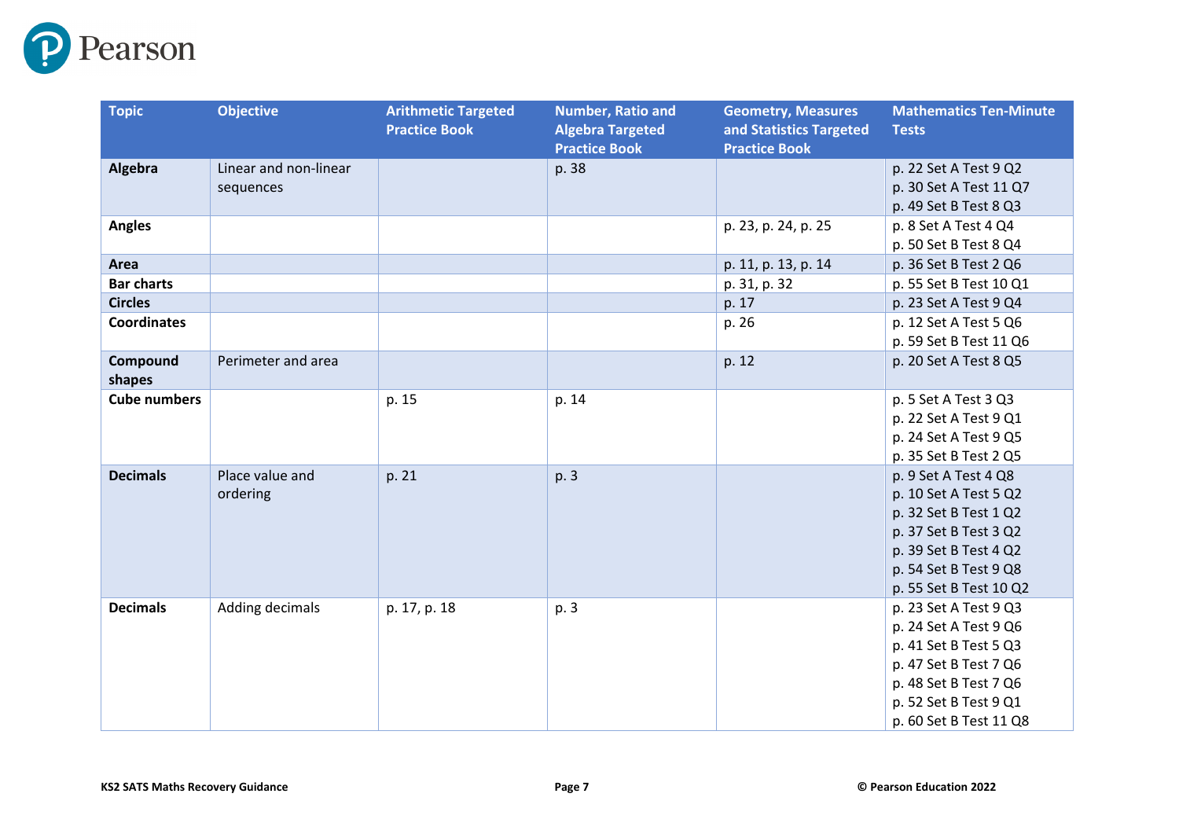| Topic | Objective | Arithmetic Targeted Practice Book | Number, Ratio and Algebra Targeted Practice Book | Geometry, Measures and Statistics Targeted Practice Book | Mathematics Ten-Minute Tests |
|---|---|---|---|---|---|
| **Algebra** | Linear and non-linear sequences | | p. 38 | | p. 22 Set A Test 9 Q2<br>p. 30 Set A Test 11 Q7<br>p. 49 Set B Test 8 Q3 |
| **Angles** | | | | p. 23, p. 24, p. 25 | p. 8 Set A Test 4 Q4<br>p. 50 Set B Test 8 Q4 |
| **Area** | | | | p. 11, p. 13, p. 14 | p. 36 Set B Test 2 Q6 |
| **Bar charts** | | | | p. 31, p. 32 | p. 55 Set B Test 10 Q1 |
| **Circles** | | | | p. 17 | p. 23 Set A Test 9 Q4 |
| **Coordinates** | | | | p. 26 | p. 12 Set A Test 5 Q6<br>p. 59 Set B Test 11 Q6 |
| **Compound shapes** | Perimeter and area | | | p. 12 | p. 20 Set A Test 8 Q5 |
| **Cube numbers** | | p. 15 | p. 14 | | p. 5 Set A Test 3 Q3<br>p. 22 Set A Test 9 Q1<br>p. 24 Set A Test 9 Q5<br>p. 35 Set B Test 2 Q5 |
| **Decimals** | Place value and ordering | p. 21 | p. 3 | | p. 9 Set A Test 4 Q8<br>p. 10 Set A Test 5 Q2<br>p. 32 Set B Test 1 Q2<br>p. 37 Set B Test 3 Q2<br>p. 39 Set B Test 4 Q2<br>p. 54 Set B Test 9 Q8<br>p. 55 Set B Test 10 Q2 |
| **Decimals** | Adding decimals | p. 17, p. 18 | p. 3 | | p. 23 Set A Test 9 Q3<br>p. 24 Set A Test 9 Q6<br>p. 41 Set B Test 5 Q3<br>p. 47 Set B Test 7 Q6<br>p. 48 Set B Test 7 Q6<br>p. 52 Set B Test 9 Q1<br>p. 60 Set B Test 11 Q8 |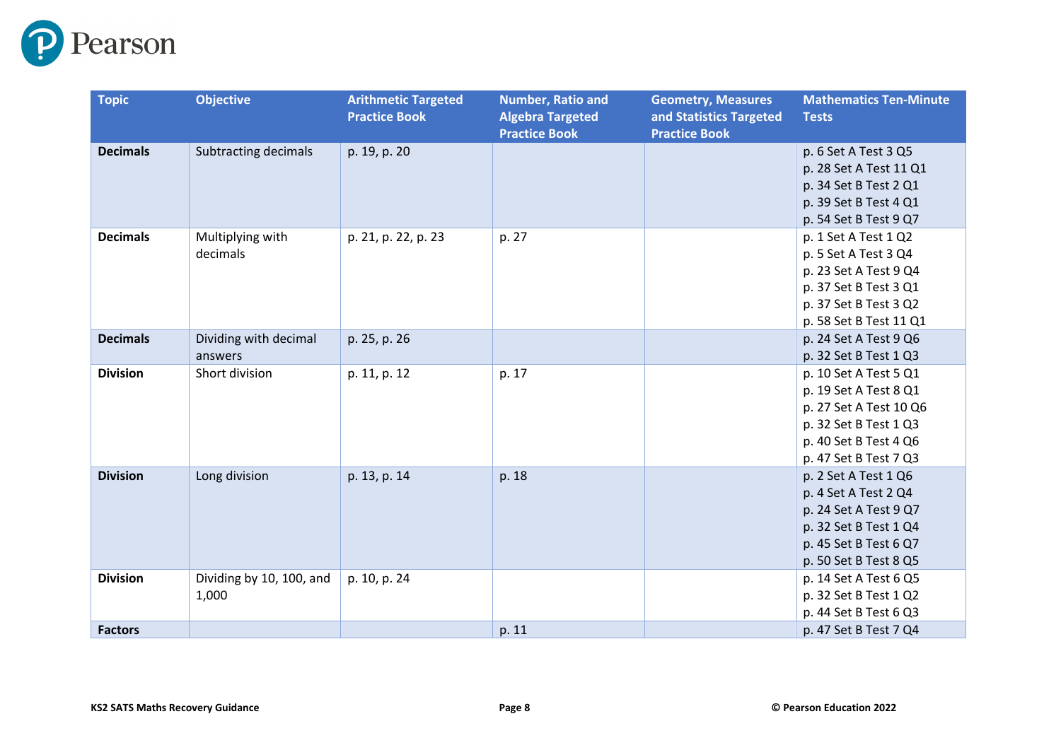| Topic | Objective | Arithmetic Targeted Practice Book | Number, Ratio and Algebra Targeted Practice Book | Geometry, Measures and Statistics Targeted Practice Book | Mathematics Ten-Minute Tests |
|---|---|---|---|---|---|
| **Decimals** | Subtracting decimals | p. 19, p. 20 | | | p. 6 Set A Test 3 Q5<br>p. 28 Set A Test 11 Q1<br>p. 34 Set B Test 2 Q1<br>p. 39 Set B Test 4 Q1<br>p. 54 Set B Test 9 Q7 |
| **Decimals** | Multiplying with decimals | p. 21, p. 22, p. 23 | p. 27 | | p. 1 Set A Test 1 Q2<br>p. 5 Set A Test 3 Q4<br>p. 23 Set A Test 9 Q4<br>p. 37 Set B Test 3 Q1<br>p. 37 Set B Test 3 Q2<br>p. 58 Set B Test 11 Q1 |
| **Decimals** | Dividing with decimal answers | p. 25, p. 26 | | | p. 24 Set A Test 9 Q6<br>p. 32 Set B Test 1 Q3 |
| **Division** | Short division | p. 11, p. 12 | p. 17 | | p. 10 Set A Test 5 Q1<br>p. 19 Set A Test 8 Q1<br>p. 27 Set A Test 10 Q6<br>p. 32 Set B Test 1 Q3<br>p. 40 Set B Test 4 Q6<br>p. 47 Set B Test 7 Q3 |
| **Division** | Long division | p. 13, p. 14 | p. 18 | | p. 2 Set A Test 1 Q6<br>p. 4 Set A Test 2 Q4<br>p. 24 Set A Test 9 Q7<br>p. 32 Set B Test 1 Q4<br>p. 45 Set B Test 6 Q7<br>p. 50 Set B Test 8 Q5 |
| **Division** | Dividing by 10, 100, and 1,000 | p. 10, p. 24 | | | p. 14 Set A Test 6 Q5<br>p. 32 Set B Test 1 Q2<br>p. 44 Set B Test 6 Q3 |
| **Factors** | | | p. 11 | | p. 47 Set B Test 7 Q4 |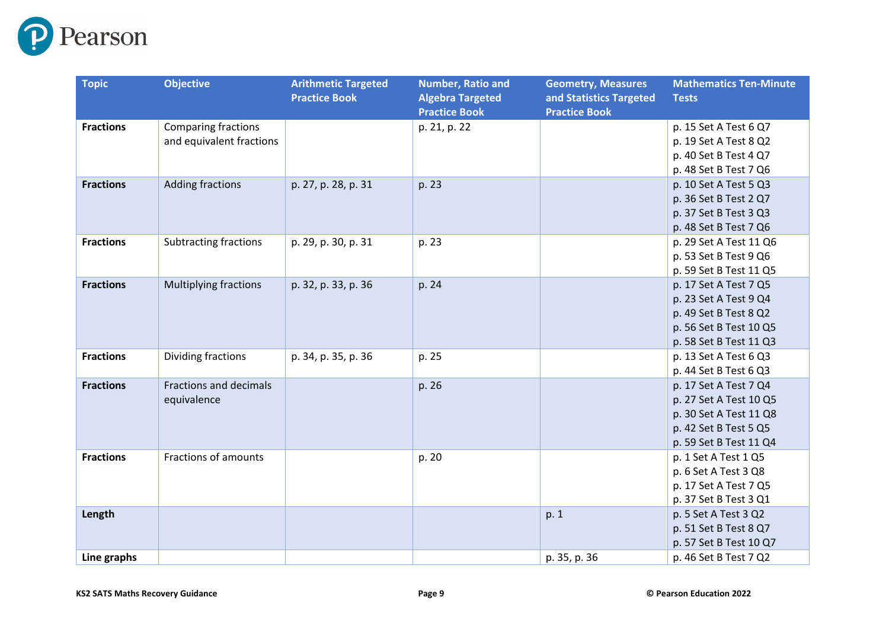| Topic | Objective | Arithmetic Targeted Practice Book | Number, Ratio and Algebra Targeted Practice Book | Geometry, Measures and Statistics Targeted Practice Book | Mathematics Ten-Minute Tests |
|---|---|---|---|---|---|
| **Fractions** | Comparing fractions and equivalent fractions | | p. 21, p. 22 | | p. 15 Set A Test 6 Q7<br>p. 19 Set A Test 8 Q2<br>p. 40 Set B Test 4 Q7<br>p. 48 Set B Test 7 Q6 |
| **Fractions** | Adding fractions | p. 27, p. 28, p. 31 | p. 23 | | p. 10 Set A Test 5 Q3<br>p. 36 Set B Test 2 Q7<br>p. 37 Set B Test 3 Q3<br>p. 48 Set B Test 7 Q6 |
| **Fractions** | Subtracting fractions | p. 29, p. 30, p. 31 | p. 23 | | p. 29 Set A Test 11 Q6<br>p. 53 Set B Test 9 Q6<br>p. 59 Set B Test 11 Q5 |
| **Fractions** | Multiplying fractions | p. 32, p. 33, p. 36 | p. 24 | | p. 17 Set A Test 7 Q5<br>p. 23 Set A Test 9 Q4<br>p. 49 Set B Test 8 Q2<br>p. 56 Set B Test 10 Q5<br>p. 58 Set B Test 11 Q3 |
| **Fractions** | Dividing fractions | p. 34, p. 35, p. 36 | p. 25 | | p. 13 Set A Test 6 Q3<br>p. 44 Set B Test 6 Q3 |
| **Fractions** | Fractions and decimals equivalence | | p. 26 | | p. 17 Set A Test 7 Q4<br>p. 27 Set A Test 10 Q5<br>p. 30 Set A Test 11 Q8<br>p. 42 Set B Test 5 Q5<br>p. 59 Set B Test 11 Q4 |
| **Fractions** | Fractions of amounts | | p. 20 | | p. 1 Set A Test 1 Q5<br>p. 6 Set A Test 3 Q8<br>p. 17 Set A Test 7 Q5<br>p. 37 Set B Test 3 Q1 |
| **Length** | | | | p. 1 | p. 5 Set A Test 3 Q2<br>p. 51 Set B Test 8 Q7<br>p. 57 Set B Test 10 Q7 |
| **Line graphs** | | | | p. 35, p. 36 | p. 46 Set B Test 7 Q2 |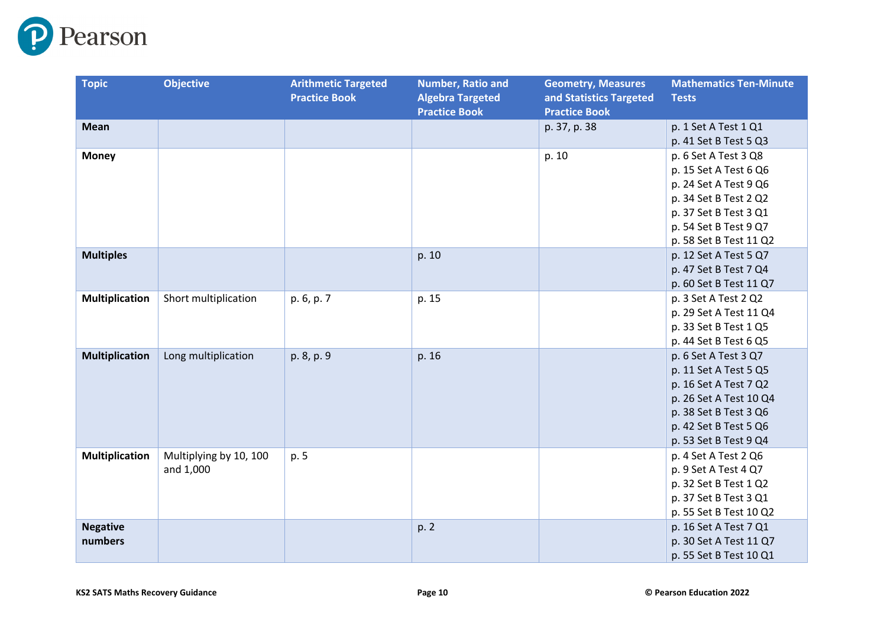| Topic | Objective | Arithmetic Targeted Practice Book | Number, Ratio and Algebra Targeted Practice Book | Geometry, Measures and Statistics Targeted Practice Book | Mathematics Ten-Minute Tests |
|---|---|---|---|---|---|
| **Mean** | | | | p. 37, p. 38 | p. 1 Set A Test 1 Q1<br>p. 41 Set B Test 5 Q3 |
| **Money** | | | | p. 10 | p. 6 Set A Test 3 Q8<br>p. 15 Set A Test 6 Q6<br>p. 24 Set A Test 9 Q6<br>p. 34 Set B Test 2 Q2<br>p. 37 Set B Test 3 Q1<br>p. 54 Set B Test 9 Q7<br>p. 58 Set B Test 11 Q2 |
| **Multiples** | | | p. 10 | | p. 12 Set A Test 5 Q7<br>p. 47 Set B Test 7 Q4<br>p. 60 Set B Test 11 Q7 |
| **Multiplication** | Short multiplication | p. 6, p. 7 | p. 15 | | p. 3 Set A Test 2 Q2<br>p. 29 Set A Test 11 Q4<br>p. 33 Set B Test 1 Q5<br>p. 44 Set B Test 6 Q5 |
| **Multiplication** | Long multiplication | p. 8, p. 9 | p. 16 | | p. 6 Set A Test 3 Q7<br>p. 11 Set A Test 5 Q5<br>p. 16 Set A Test 7 Q2<br>p. 26 Set A Test 10 Q4<br>p. 38 Set B Test 3 Q6<br>p. 42 Set B Test 5 Q6<br>p. 53 Set B Test 9 Q4 |
| **Multiplication** | Multiplying by 10, 100 and 1,000 | p. 5 | | | p. 4 Set A Test 2 Q6<br>p. 9 Set A Test 4 Q7<br>p. 32 Set B Test 1 Q2<br>p. 37 Set B Test 3 Q1<br>p. 55 Set B Test 10 Q2 |
| **Negative numbers** | | | p. 2 | | p. 16 Set A Test 7 Q1<br>p. 30 Set A Test 11 Q7<br>p. 55 Set B Test 10 Q1 |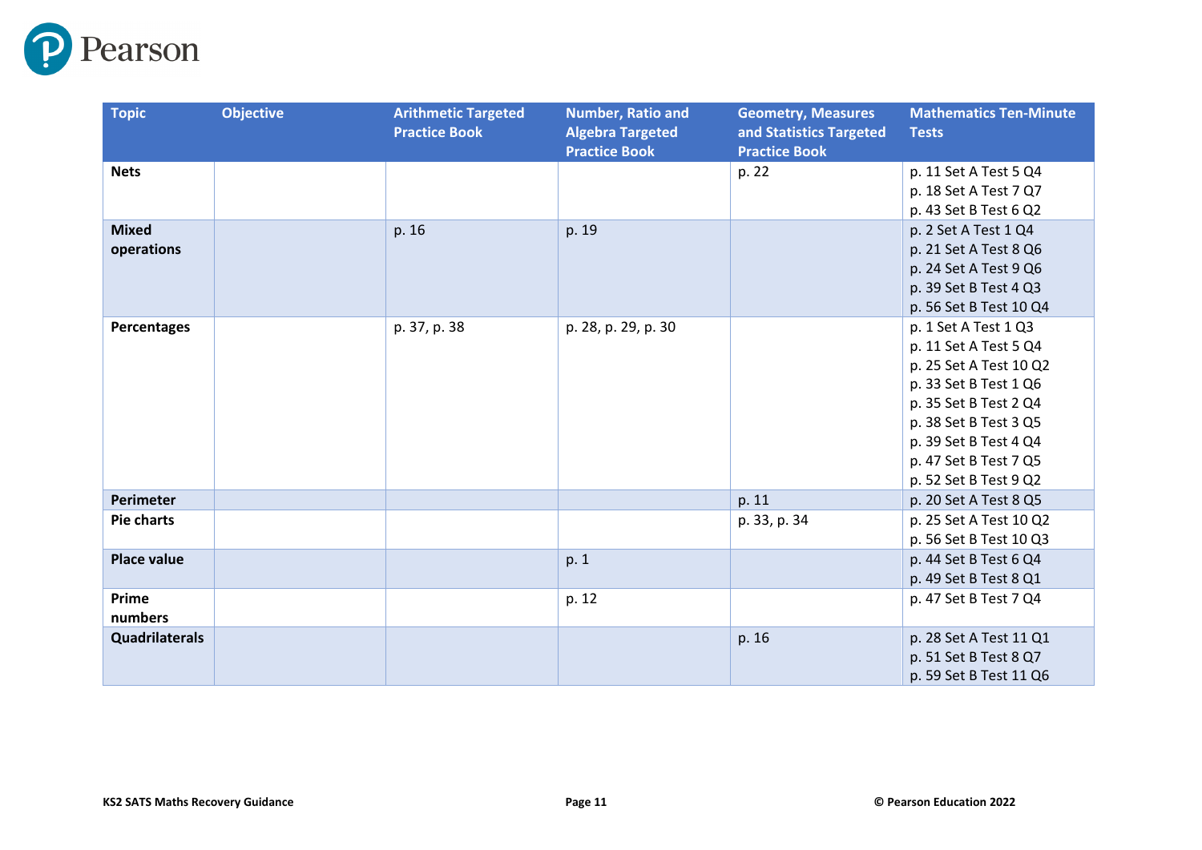| Topic | Objective | Arithmetic Targeted Practice Book | Number, Ratio and Algebra Targeted Practice Book | Geometry, Measures and Statistics Targeted Practice Book | Mathematics Ten-Minute Tests |
|---|---|---|---|---|---|
| **Nets** | | | | p. 22 | p. 11 Set A Test 5 Q4<br>p. 18 Set A Test 7 Q7<br>p. 43 Set B Test 6 Q2 |
| **Mixed operations** | | p. 16 | p. 19 | | p. 2 Set A Test 1 Q4<br>p. 21 Set A Test 8 Q6<br>p. 24 Set A Test 9 Q6<br>p. 39 Set B Test 4 Q3<br>p. 56 Set B Test 10 Q4 |
| **Percentages** | | p. 37, p. 38 | p. 28, p. 29, p. 30 | | p. 1 Set A Test 1 Q3<br>p. 11 Set A Test 5 Q4<br>p. 25 Set A Test 10 Q2<br>p. 33 Set B Test 1 Q6<br>p. 35 Set B Test 2 Q4<br>p. 38 Set B Test 3 Q5<br>p. 39 Set B Test 4 Q4<br>p. 47 Set B Test 7 Q5<br>p. 52 Set B Test 9 Q2 |
| **Perimeter** | | | | p. 11 | p. 20 Set A Test 8 Q5 |
| **Pie charts** | | | | p. 33, p. 34 | p. 25 Set A Test 10 Q2<br>p. 56 Set B Test 10 Q3 |
| **Place value** | | | p. 1 | | p. 44 Set B Test 6 Q4<br>p. 49 Set B Test 8 Q1 |
| **Prime numbers** | | | p. 12 | | p. 47 Set B Test 7 Q4 |
| **Quadrilaterals** | | | | p. 16 | p. 28 Set A Test 11 Q1<br>p. 51 Set B Test 8 Q7<br>p. 59 Set B Test 11 Q6 |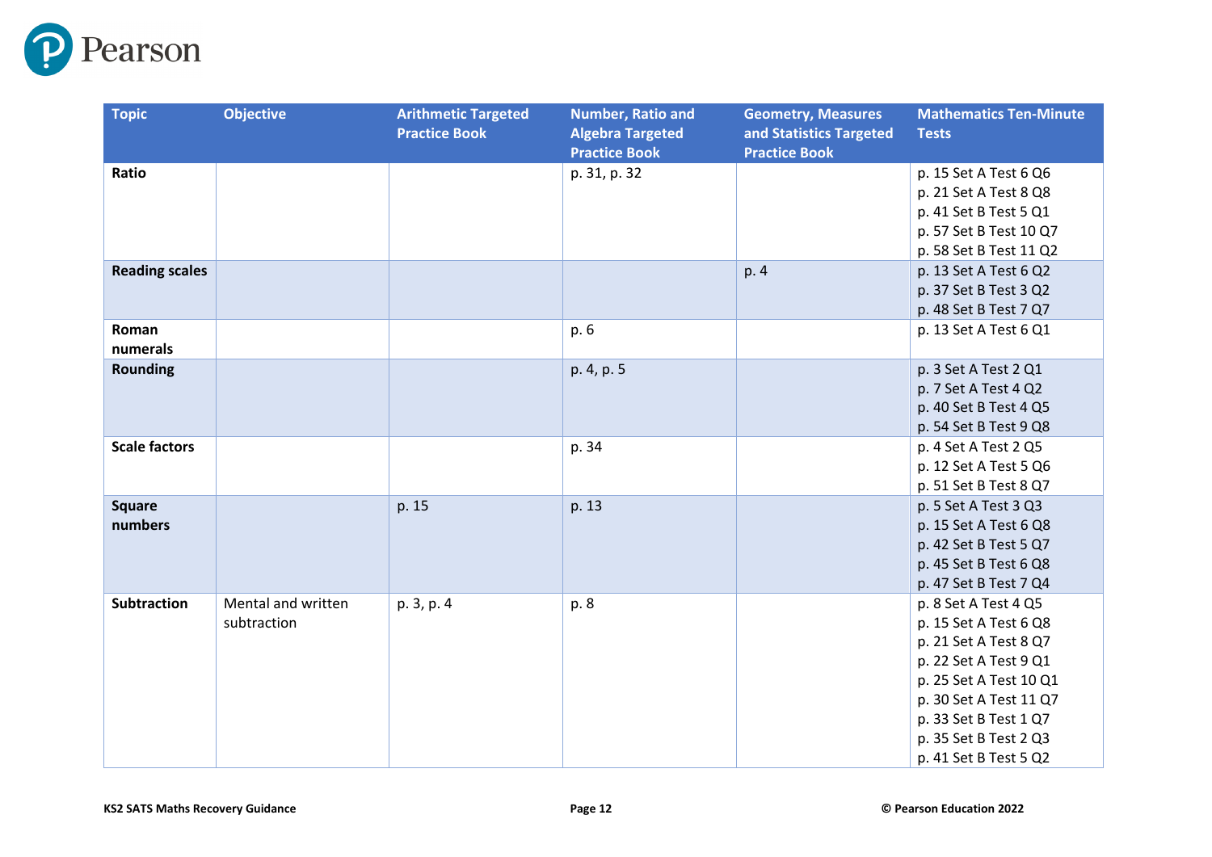| Topic | Objective | Arithmetic Targeted Practice Book | Number, Ratio and Algebra Targeted Practice Book | Geometry, Measures and Statistics Targeted Practice Book | Mathematics Ten-Minute Tests |
|---|---|---|---|---|---|
| **Ratio** | | | p. 31, p. 32 | | p. 15 Set A Test 6 Q6<br>p. 21 Set A Test 8 Q8<br>p. 41 Set B Test 5 Q1<br>p. 57 Set B Test 10 Q7<br>p. 58 Set B Test 11 Q2 |
| **Reading scales** | | | | p. 4 | p. 13 Set A Test 6 Q2<br>p. 37 Set B Test 3 Q2<br>p. 48 Set B Test 7 Q7 |
| **Roman numerals** | | | p. 6 | | p. 13 Set A Test 6 Q1 |
| **Rounding** | | | p. 4, p. 5 | | p. 3 Set A Test 2 Q1<br>p. 7 Set A Test 4 Q2<br>p. 40 Set B Test 4 Q5<br>p. 54 Set B Test 9 Q8 |
| **Scale factors** | | | p. 34 | | p. 4 Set A Test 2 Q5<br>p. 12 Set A Test 5 Q6<br>p. 51 Set B Test 8 Q7 |
| **Square numbers** | | p. 15 | p. 13 | | p. 5 Set A Test 3 Q3<br>p. 15 Set A Test 6 Q8<br>p. 42 Set B Test 5 Q7<br>p. 45 Set B Test 6 Q8<br>p. 47 Set B Test 7 Q4 |
| **Subtraction** | Mental and written subtraction | p. 3, p. 4 | p. 8 | | p. 8 Set A Test 4 Q5<br>p. 15 Set A Test 6 Q8<br>p. 21 Set A Test 8 Q7<br>p. 22 Set A Test 9 Q1<br>p. 25 Set A Test 10 Q1<br>p. 30 Set A Test 11 Q7<br>p. 33 Set B Test 1 Q7<br>p. 35 Set B Test 2 Q3<br>p. 41 Set B Test 5 Q2 |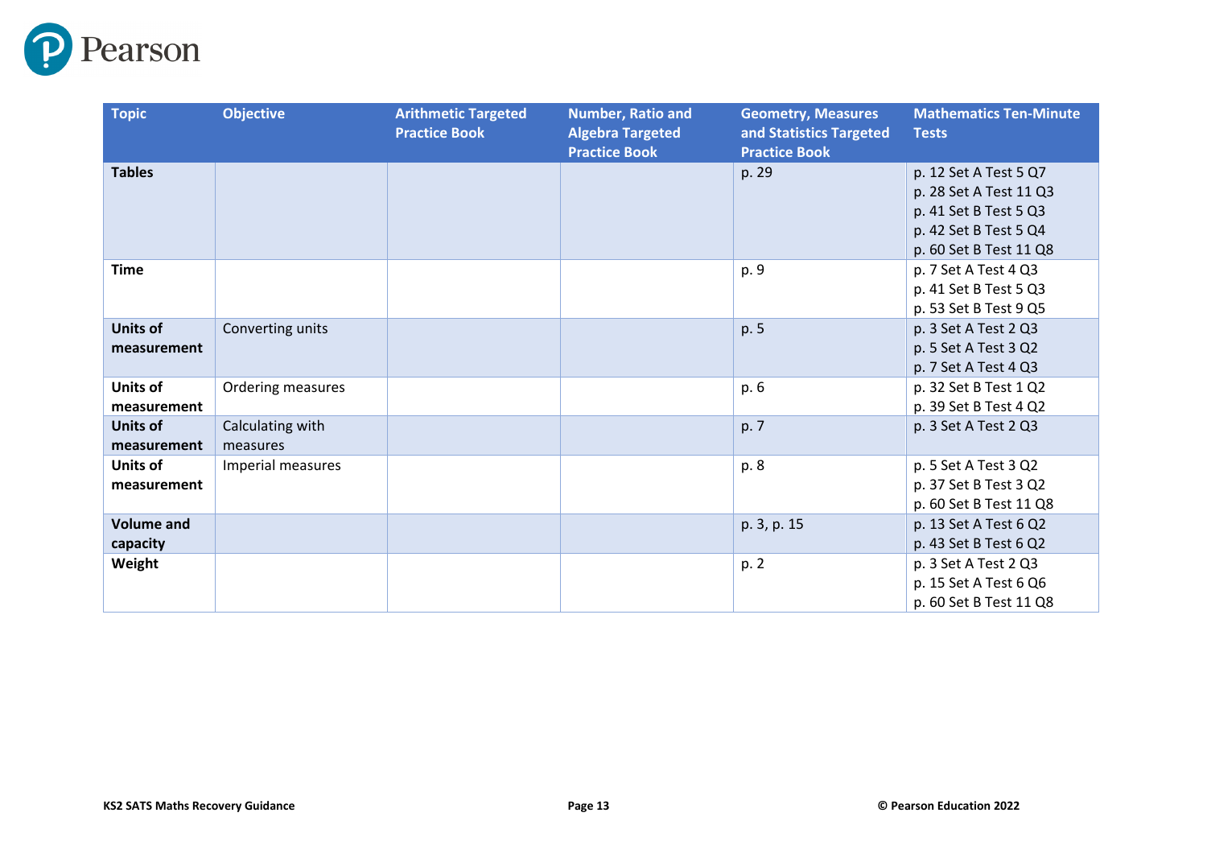| Topic | Objective | Arithmetic Targeted Practice Book | Number, Ratio and Algebra Targeted Practice Book | Geometry, Measures and Statistics Targeted Practice Book | Mathematics Ten-Minute Tests |
|---|---|---|---|---|---|
| **Tables** | | | | p. 29 | p. 12 Set A Test 5 Q7<br>p. 28 Set A Test 11 Q3<br>p. 41 Set B Test 5 Q3<br>p. 42 Set B Test 5 Q4<br>p. 60 Set B Test 11 Q8 |
| **Time** | | | | p. 9 | p. 7 Set A Test 4 Q3<br>p. 41 Set B Test 5 Q3<br>p. 53 Set B Test 9 Q5 |
| **Units of measurement** | Converting units | | | p. 5 | p. 3 Set A Test 2 Q3<br>p. 5 Set A Test 3 Q2<br>p. 7 Set A Test 4 Q3 |
| **Units of measurement** | Ordering measures | | | p. 6 | p. 32 Set B Test 1 Q2<br>p. 39 Set B Test 4 Q2 |
| **Units of measurement** | Calculating with measures | | | p. 7 | p. 3 Set A Test 2 Q3 |
| **Units of measurement** | Imperial measures | | | p. 8 | p. 5 Set A Test 3 Q2<br>p. 37 Set B Test 3 Q2<br>p. 60 Set B Test 11 Q8 |
| **Volume and capacity** | | | | p. 3, p. 15 | p. 13 Set A Test 6 Q2<br>p. 43 Set B Test 6 Q2 |
| **Weight** | | | | p. 2 | p. 3 Set A Test 2 Q3<br>p. 15 Set A Test 6 Q6<br>p. 60 Set B Test 11 Q8 |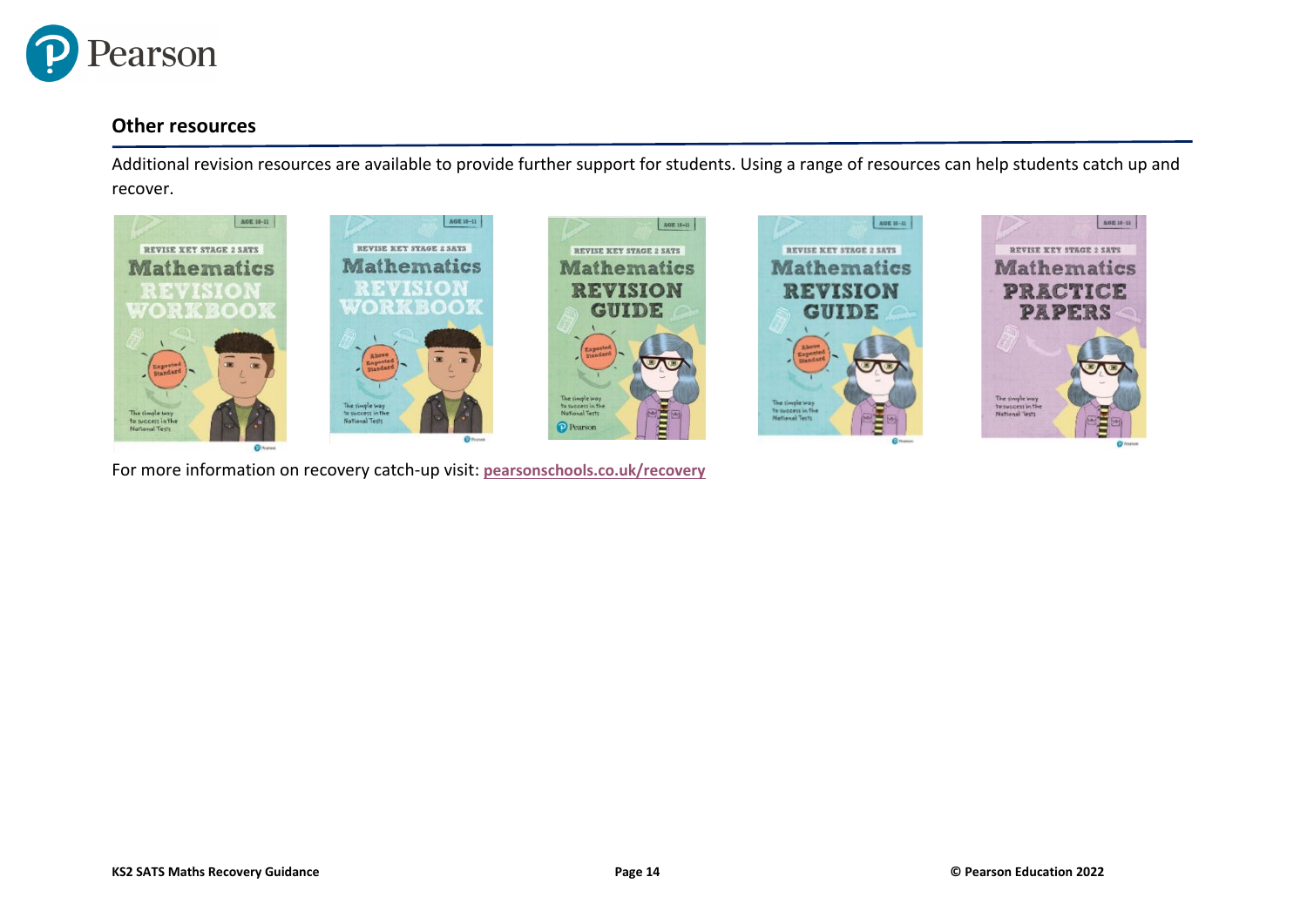## Other resources

Additional revision resources are available to provide further support for students. Using a range of resources can help students catch up and recover.

For more information on recovery catch-up visit: **pearsonschools.co.uk/recovery**